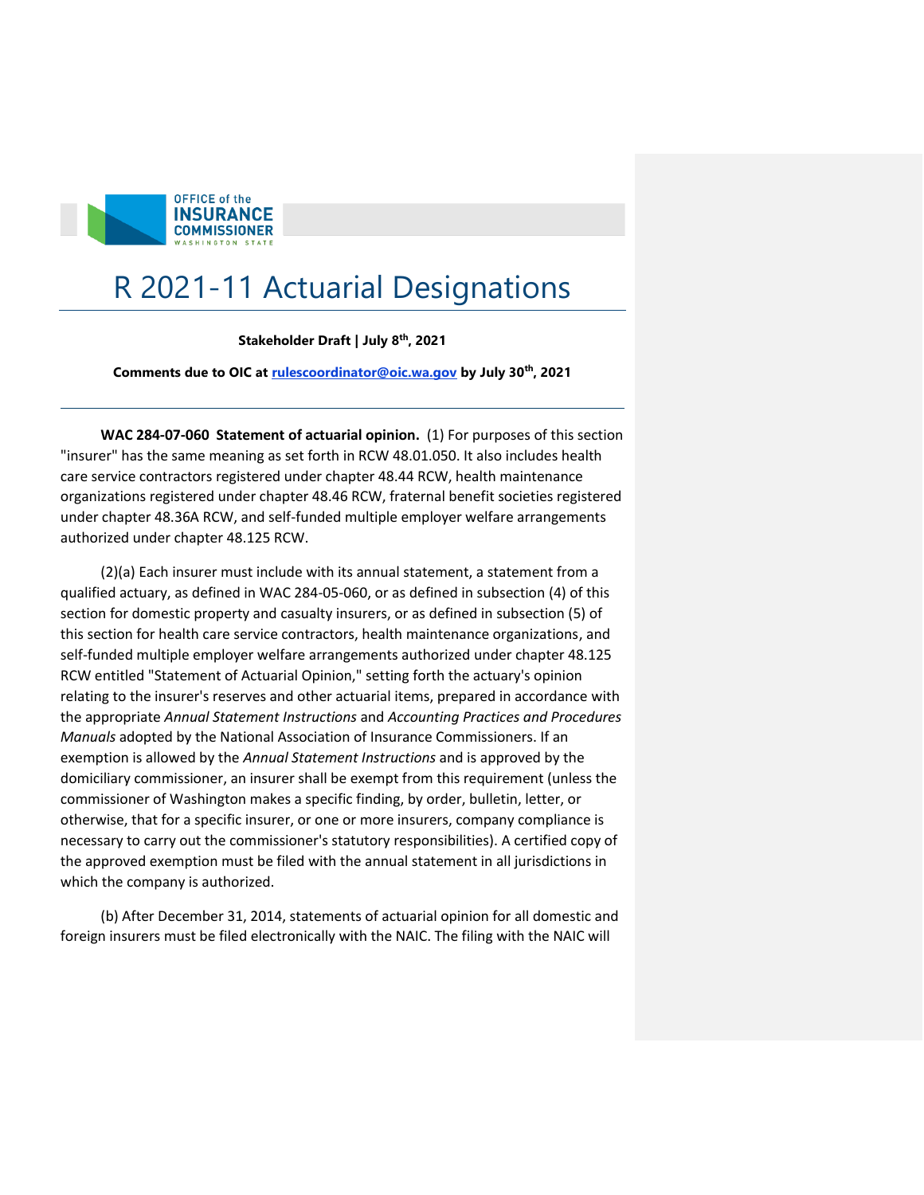OFFICE of the INSURANCE COMMISSIONER WASHINGTON STATE

# R 2021-11 Actuarial Designations

**Stakeholder Draft | July 8th, 2021**

**Comments due to OIC at rulescoordinator@oic.wa.gov by July 30th, 2021**

---

**WAC 284-07-060 Statement of actuarial opinion.** (1) For purposes of this section "insurer" has the same meaning as set forth in RCW 48.01.050. It also includes health care service contractors registered under chapter 48.44 RCW, health maintenance organizations registered under chapter 48.46 RCW, fraternal benefit societies registered under chapter 48.36A RCW, and self-funded multiple employer welfare arrangements authorized under chapter 48.125 RCW.

(2)(a) Each insurer must include with its annual statement, a statement from a qualified actuary, as defined in WAC 284-05-060, or as defined in subsection (4) of this section for domestic property and casualty insurers, or as defined in subsection (5) of this section for health care service contractors, health maintenance organizations, and self-funded multiple employer welfare arrangements authorized under chapter 48.125 RCW entitled "Statement of Actuarial Opinion," setting forth the actuary's opinion relating to the insurer's reserves and other actuarial items, prepared in accordance with the appropriate *Annual Statement Instructions* and *Accounting Practices and Procedures Manuals* adopted by the National Association of Insurance Commissioners. If an exemption is allowed by the *Annual Statement Instructions* and is approved by the domiciliary commissioner, an insurer shall be exempt from this requirement (unless the commissioner of Washington makes a specific finding, by order, bulletin, letter, or otherwise, that for a specific insurer, or one or more insurers, company compliance is necessary to carry out the commissioner's statutory responsibilities). A certified copy of the approved exemption must be filed with the annual statement in all jurisdictions in which the company is authorized.

(b) After December 31, 2014, statements of actuarial opinion for all domestic and foreign insurers must be filed electronically with the NAIC. The filing with the NAIC will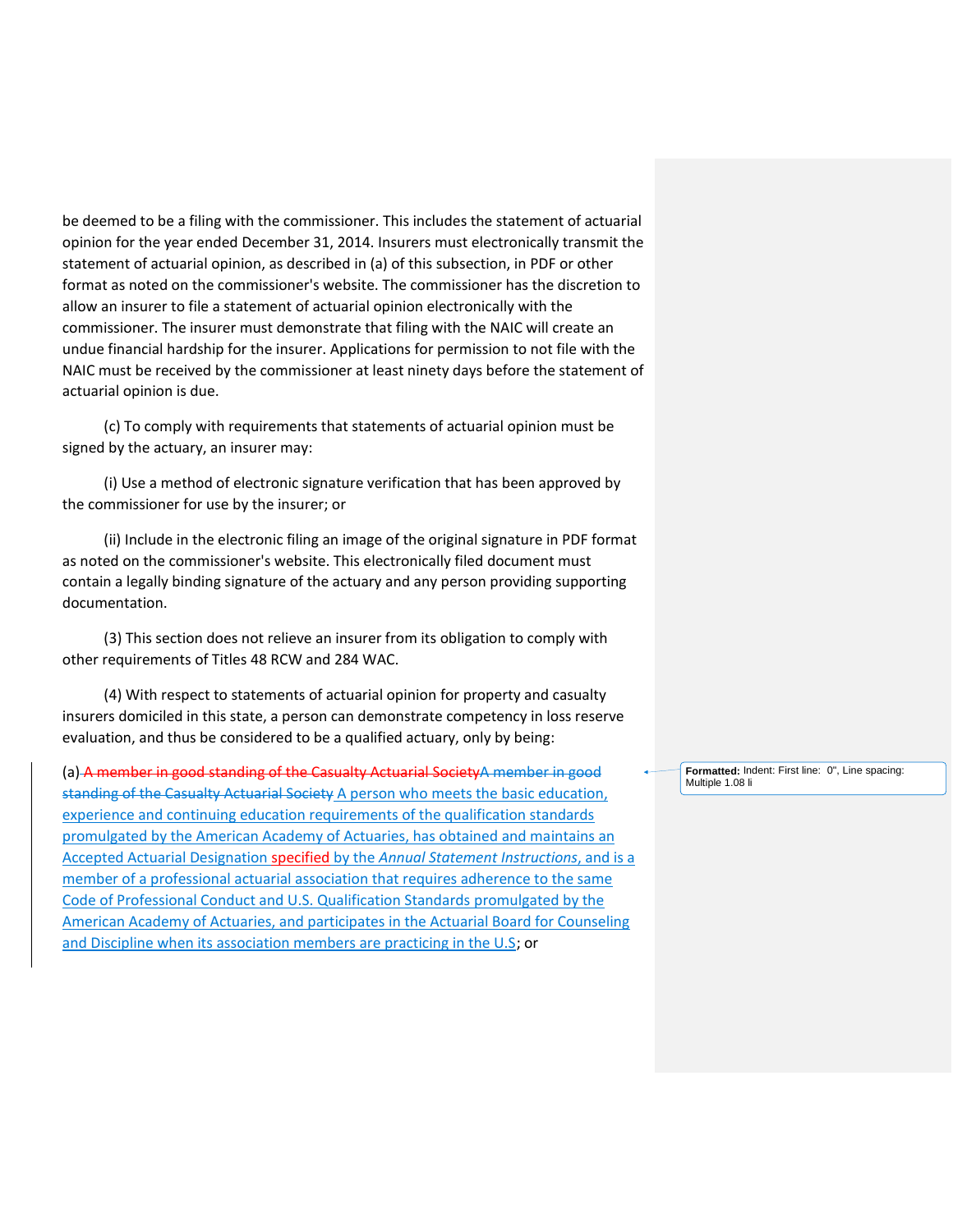be deemed to be a filing with the commissioner. This includes the statement of actuarial opinion for the year ended December 31, 2014. Insurers must electronically transmit the statement of actuarial opinion, as described in (a) of this subsection, in PDF or other format as noted on the commissioner's website. The commissioner has the discretion to allow an insurer to file a statement of actuarial opinion electronically with the commissioner. The insurer must demonstrate that filing with the NAIC will create an undue financial hardship for the insurer. Applications for permission to not file with the NAIC must be received by the commissioner at least ninety days before the statement of actuarial opinion is due.

(c) To comply with requirements that statements of actuarial opinion must be signed by the actuary, an insurer may:

(i) Use a method of electronic signature verification that has been approved by the commissioner for use by the insurer; or

(ii) Include in the electronic filing an image of the original signature in PDF format as noted on the commissioner's website. This electronically filed document must contain a legally binding signature of the actuary and any person providing supporting documentation.

(3) This section does not relieve an insurer from its obligation to comply with other requirements of Titles 48 RCW and 284 WAC.

(4) With respect to statements of actuarial opinion for property and casualty insurers domiciled in this state, a person can demonstrate competency in loss reserve evaluation, and thus be considered to be a qualified actuary, only by being:

(a) ~~A member in good standing of the Casualty Actuarial Society~~~~A member in good standing of the Casualty Actuarial Society~~ A person who meets the basic education, experience and continuing education requirements of the qualification standards promulgated by the American Academy of Actuaries, has obtained and maintains an Accepted Actuarial Designation specified by the *Annual Statement Instructions*, and is a member of a professional actuarial association that requires adherence to the same Code of Professional Conduct and U.S. Qualification Standards promulgated by the American Academy of Actuaries, and participates in the Actuarial Board for Counseling and Discipline when its association members are practicing in the U.S; or

Formatted: Indent: First line: 0", Line spacing: Multiple 1.08 li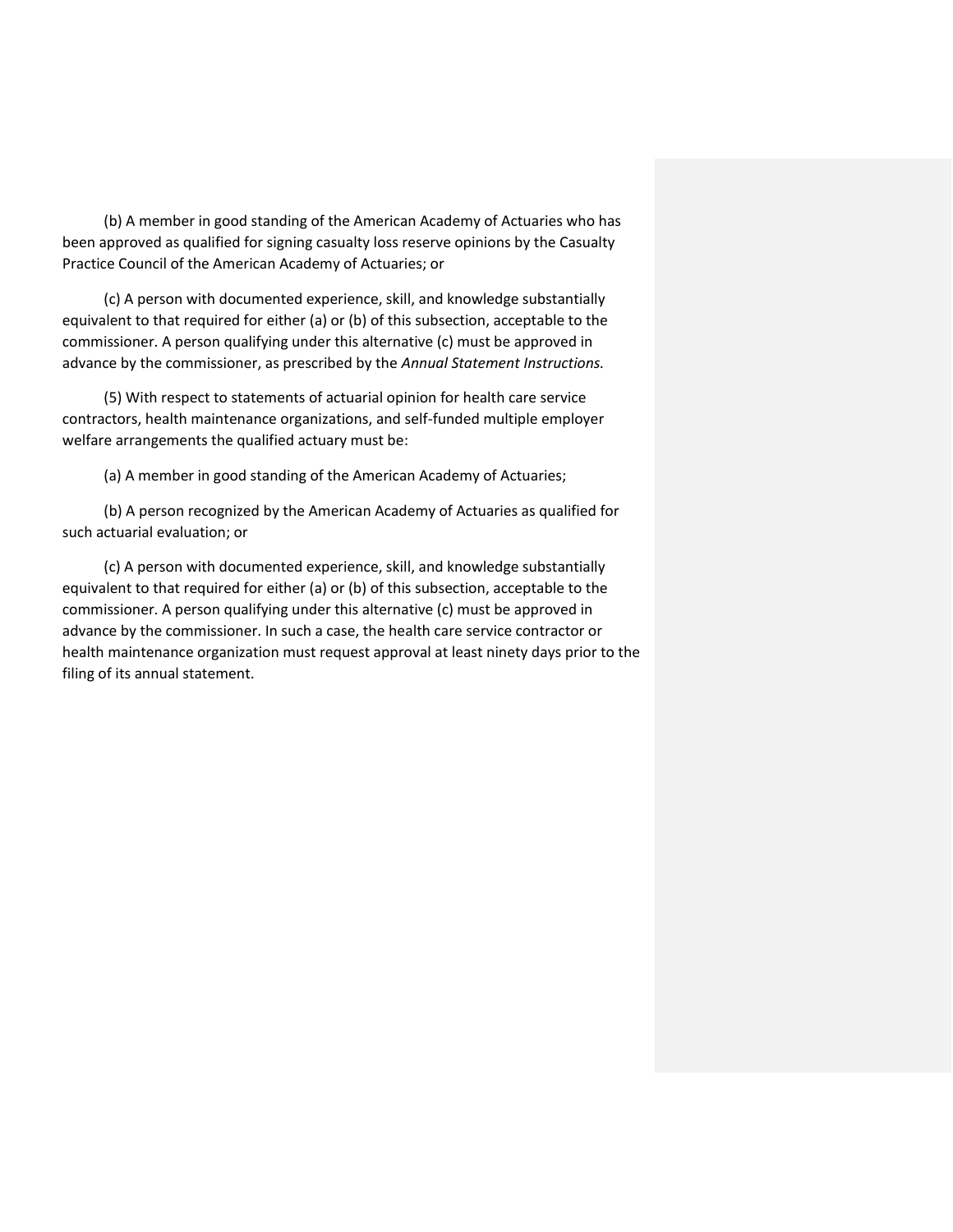(b) A member in good standing of the American Academy of Actuaries who has been approved as qualified for signing casualty loss reserve opinions by the Casualty Practice Council of the American Academy of Actuaries; or

(c) A person with documented experience, skill, and knowledge substantially equivalent to that required for either (a) or (b) of this subsection, acceptable to the commissioner. A person qualifying under this alternative (c) must be approved in advance by the commissioner, as prescribed by the *Annual Statement Instructions.*

(5) With respect to statements of actuarial opinion for health care service contractors, health maintenance organizations, and self-funded multiple employer welfare arrangements the qualified actuary must be:

(a) A member in good standing of the American Academy of Actuaries;

(b) A person recognized by the American Academy of Actuaries as qualified for such actuarial evaluation; or

(c) A person with documented experience, skill, and knowledge substantially equivalent to that required for either (a) or (b) of this subsection, acceptable to the commissioner. A person qualifying under this alternative (c) must be approved in advance by the commissioner. In such a case, the health care service contractor or health maintenance organization must request approval at least ninety days prior to the filing of its annual statement.